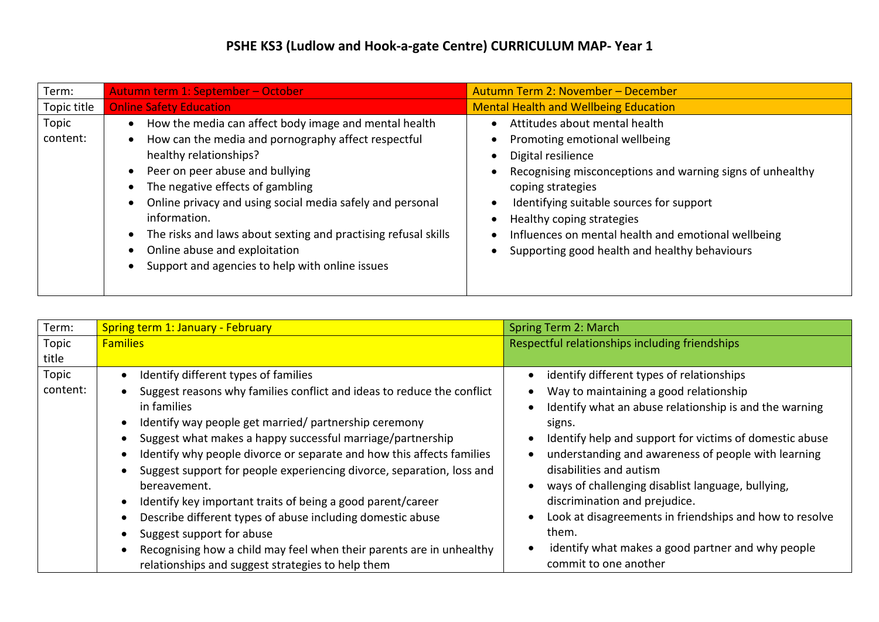# PSHE KS3 (Ludlow and Hook-a-gate Centre) CURRICULUM MAP- Year 1

| Term: | Autumn term 1: September – October | Autumn Term 2: November – December |
| --- | --- | --- |
| Topic title | Online Safety Education | Mental Health and Wellbeing Education |
| Topic content: | • How the media can affect body image and mental health<br>• How can the media and pornography affect respectful healthy relationships?<br>• Peer on peer abuse and bullying<br>• The negative effects of gambling<br>• Online privacy and using social media safely and personal information.<br>• The risks and laws about sexting and practising refusal skills<br>• Online abuse and exploitation<br>• Support and agencies to help with online issues | • Attitudes about mental health<br>• Promoting emotional wellbeing<br>• Digital resilience<br>• Recognising misconceptions and warning signs of unhealthy coping strategies<br>• Identifying suitable sources for support<br>• Healthy coping strategies<br>• Influences on mental health and emotional wellbeing<br>• Supporting good health and healthy behaviours |

| Term: | Spring term 1: January - February | Spring Term 2: March |
| --- | --- | --- |
| Topic title | Families | Respectful relationships including friendships |
| Topic content: | • Identify different types of families<br>• Suggest reasons why families conflict and ideas to reduce the conflict in families<br>• Identify way people get married/ partnership ceremony<br>• Suggest what makes a happy successful marriage/partnership<br>• Identify why people divorce or separate and how this affects families<br>• Suggest support for people experiencing divorce, separation, loss and bereavement.<br>• Identify key important traits of being a good parent/career<br>• Describe different types of abuse including domestic abuse<br>• Suggest support for abuse<br>• Recognising how a child may feel when their parents are in unhealthy relationships and suggest strategies to help them | • identify different types of relationships<br>• Way to maintaining a good relationship<br>• Identify what an abuse relationship is and the warning signs.<br>• Identify help and support for victims of domestic abuse<br>• understanding and awareness of people with learning disabilities and autism<br>• ways of challenging disablist language, bullying, discrimination and prejudice.<br>• Look at disagreements in friendships and how to resolve them.<br>• identify what makes a good partner and why people commit to one another |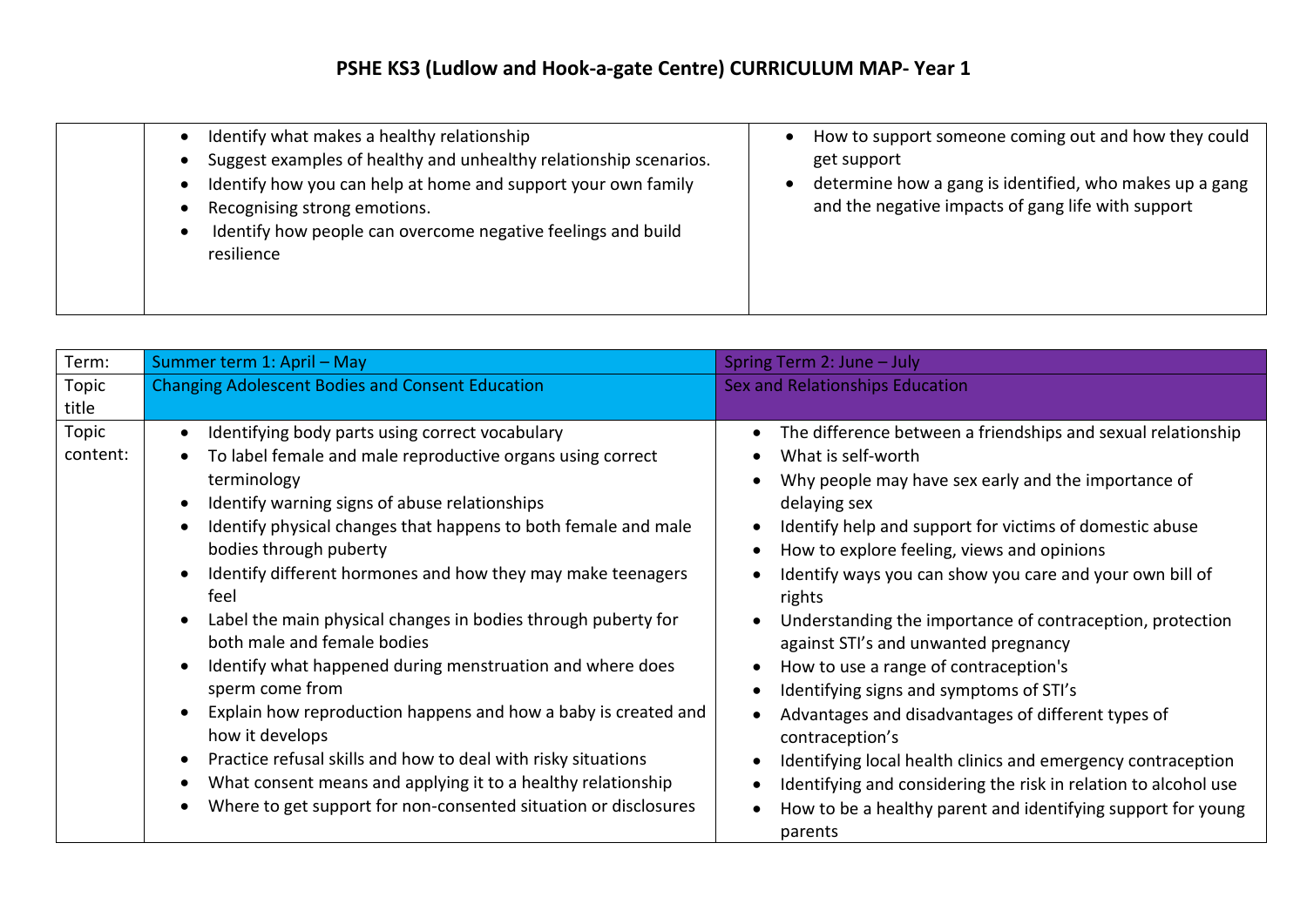# PSHE KS3 (Ludlow and Hook-a-gate Centre) CURRICULUM MAP- Year 1

| | | |
|---|---|---|
| | • Identify what makes a healthy relationship<br>• Suggest examples of healthy and unhealthy relationship scenarios.<br>• Identify how you can help at home and support your own family<br>• Recognising strong emotions.<br>• Identify how people can overcome negative feelings and build resilience | • How to support someone coming out and how they could get support<br>• determine how a gang is identified, who makes up a gang and the negative impacts of gang life with support |

| Term: | Summer term 1: April – May | Spring Term 2: June – July |
|---|---|---|
| Topic title | Changing Adolescent Bodies and Consent Education | Sex and Relationships Education |
| Topic content: | • Identifying body parts using correct vocabulary<br>• To label female and male reproductive organs using correct terminology<br>• Identify warning signs of abuse relationships<br>• Identify physical changes that happens to both female and male bodies through puberty<br>• Identify different hormones and how they may make teenagers feel<br>• Label the main physical changes in bodies through puberty for both male and female bodies<br>• Identify what happened during menstruation and where does sperm come from<br>• Explain how reproduction happens and how a baby is created and how it develops<br>• Practice refusal skills and how to deal with risky situations<br>• What consent means and applying it to a healthy relationship<br>• Where to get support for non-consented situation or disclosures | • The difference between a friendships and sexual relationship<br>• What is self-worth<br>• Why people may have sex early and the importance of delaying sex<br>• Identify help and support for victims of domestic abuse<br>• How to explore feeling, views and opinions<br>• Identify ways you can show you care and your own bill of rights<br>• Understanding the importance of contraception, protection against STI's and unwanted pregnancy<br>• How to use a range of contraception's<br>• Identifying signs and symptoms of STI's<br>• Advantages and disadvantages of different types of contraception's<br>• Identifying local health clinics and emergency contraception<br>• Identifying and considering the risk in relation to alcohol use<br>• How to be a healthy parent and identifying support for young parents |